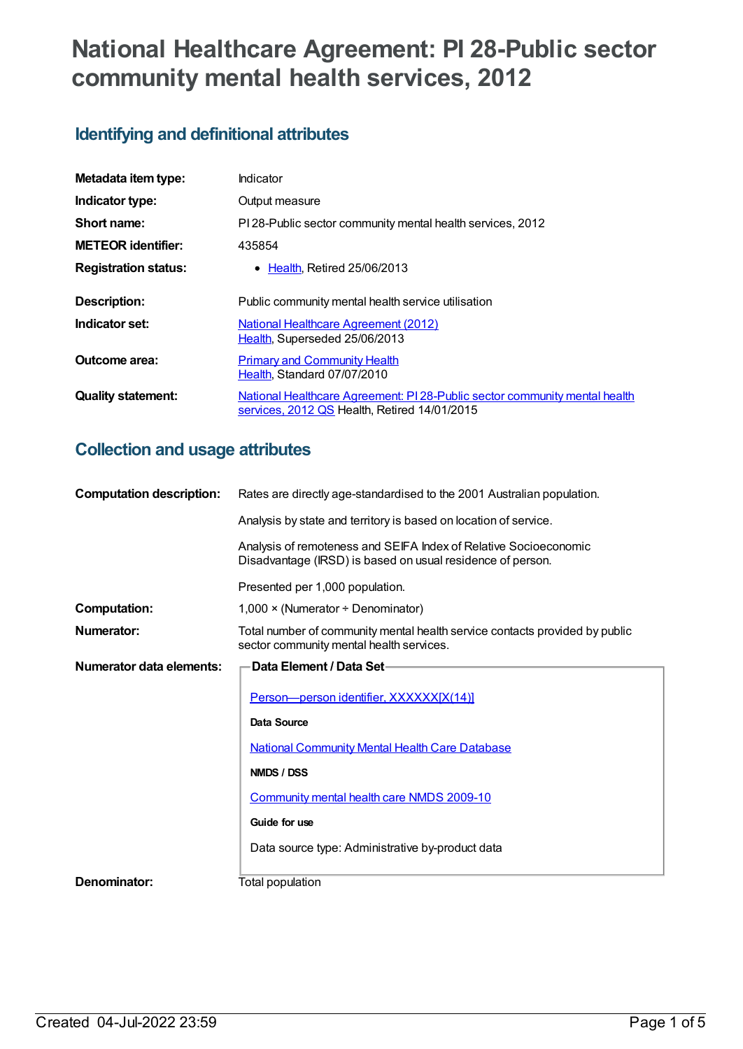# National Healthcare Agreement: PI 28-Public sector community mental health services, 2012

## Identifying and definitional attributes

| | |
|---|---|
| **Metadata item type:** | Indicator |
| **Indicator type:** | Output measure |
| **Short name:** | PI 28-Public sector community mental health services, 2012 |
| **METEOR identifier:** | 435854 |
| **Registration status:** | • Health, Retired 25/06/2013 |
| **Description:** | Public community mental health service utilisation |
| **Indicator set:** | National Healthcare Agreement (2012) Health, Superseded 25/06/2013 |
| **Outcome area:** | Primary and Community Health Health, Standard 07/07/2010 |
| **Quality statement:** | National Healthcare Agreement: PI 28-Public sector community mental health services, 2012 QS Health, Retired 14/01/2015 |

## Collection and usage attributes

**Computation description:**

Rates are directly age-standardised to the 2001 Australian population.

Analysis by state and territory is based on location of service.

Analysis of remoteness and SEIFA Index of Relative Socioeconomic Disadvantage (IRSD) is based on usual residence of person.

Presented per 1,000 population.

**Computation:** 1,000 × (Numerator ÷ Denominator)

**Numerator:** Total number of community mental health service contacts provided by public sector community mental health services.

**Numerator data elements:**

**Data Element / Data Set**

Person—person identifier, XXXXXX[X(14)]

**Data Source**

National Community Mental Health Care Database

**NMDS / DSS**

Community mental health care NMDS 2009-10

**Guide for use**

Data source type: Administrative by-product data

**Denominator:** Total population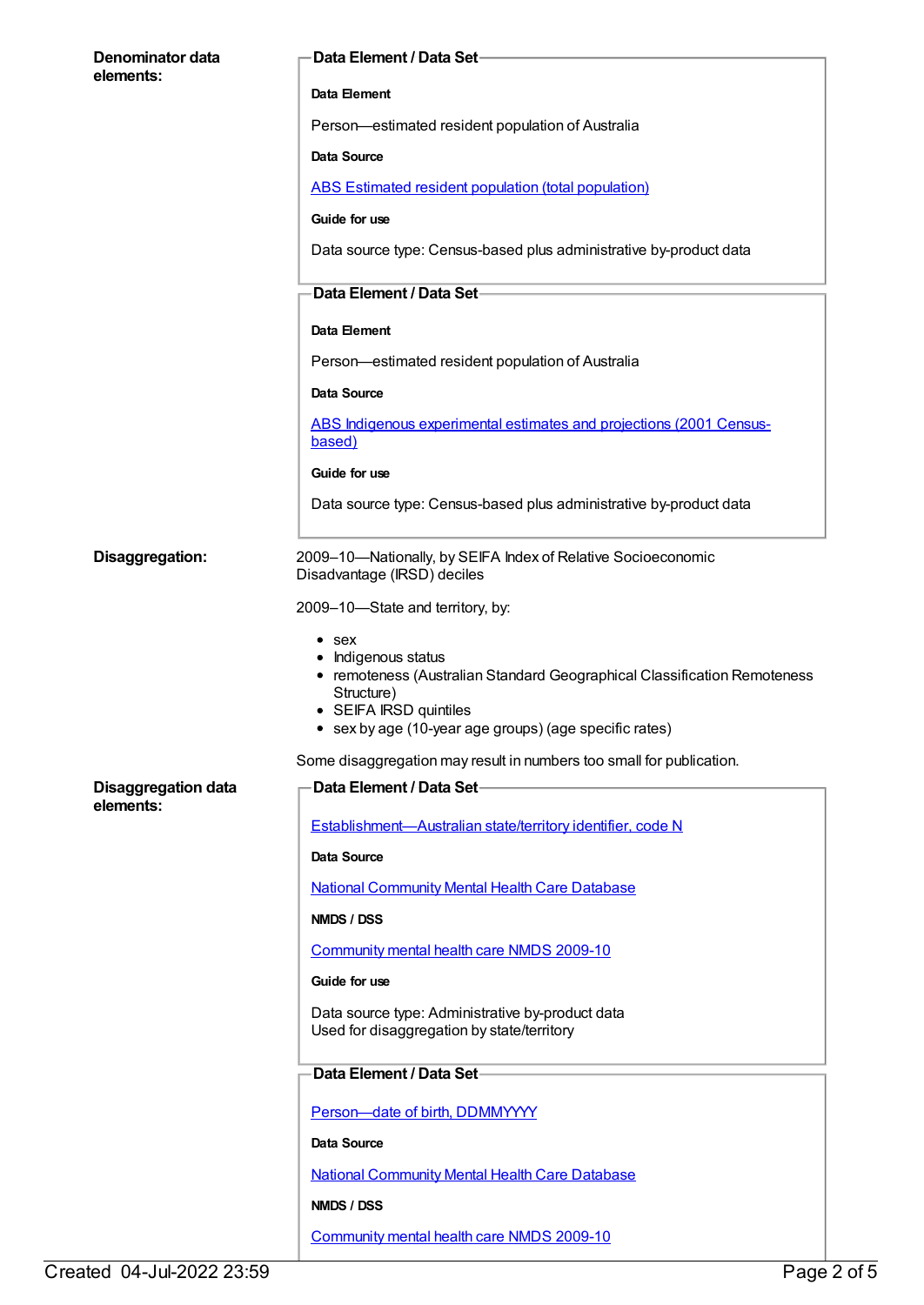**Denominator data elements:**

**Data Element / Data Set**

**Data Element**

Person—estimated resident population of Australia

**Data Source**

ABS Estimated resident population (total population)

**Guide for use**

Data source type: Census-based plus administrative by-product data

**Data Element / Data Set**

**Data Element**

Person—estimated resident population of Australia

**Data Source**

ABS Indigenous experimental estimates and projections (2001 Census-based)

**Guide for use**

Data source type: Census-based plus administrative by-product data

**Disaggregation:**

2009–10—Nationally, by SEIFA Index of Relative Socioeconomic Disadvantage (IRSD) deciles

2009–10—State and territory, by:

- sex
- Indigenous status
- remoteness (Australian Standard Geographical Classification Remoteness Structure)
- SEIFA IRSD quintiles
- sex by age (10-year age groups) (age specific rates)

Some disaggregation may result in numbers too small for publication.

**Disaggregation data elements:**

**Data Element / Data Set**

Establishment—Australian state/territory identifier, code N

**Data Source**

National Community Mental Health Care Database

**NMDS / DSS**

Community mental health care NMDS 2009-10

**Guide for use**

Data source type: Administrative by-product data
Used for disaggregation by state/territory

**Data Element / Data Set**

Person—date of birth, DDMMYYYY

**Data Source**

National Community Mental Health Care Database

**NMDS / DSS**

Community mental health care NMDS 2009-10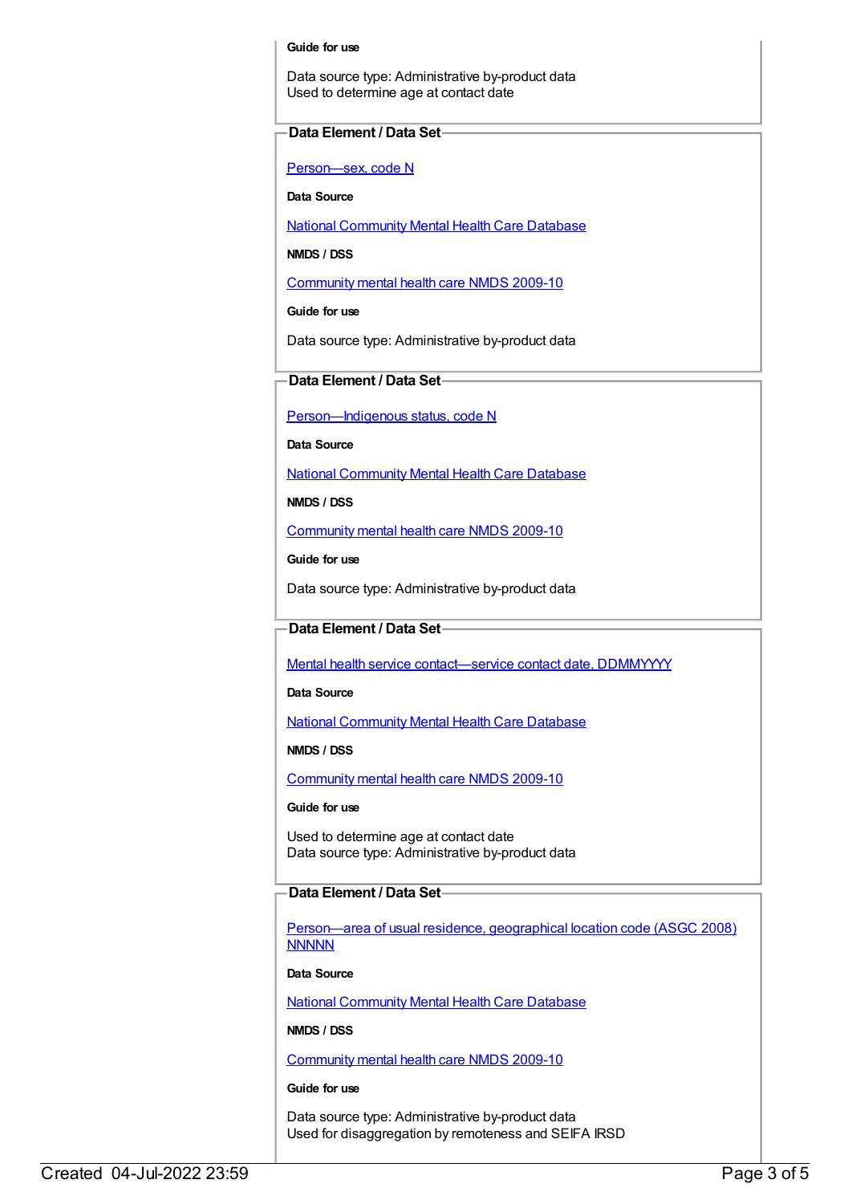**Guide for use**

Data source type: Administrative by-product data
Used to determine age at contact date

### Data Element / Data Set

[Person—sex, code N]

**Data Source**

[National Community Mental Health Care Database]

**NMDS / DSS**

[Community mental health care NMDS 2009-10]

**Guide for use**

Data source type: Administrative by-product data

### Data Element / Data Set

[Person—Indigenous status, code N]

**Data Source**

[National Community Mental Health Care Database]

**NMDS / DSS**

[Community mental health care NMDS 2009-10]

**Guide for use**

Data source type: Administrative by-product data

### Data Element / Data Set

[Mental health service contact—service contact date, DDMMYYYY]

**Data Source**

[National Community Mental Health Care Database]

**NMDS / DSS**

[Community mental health care NMDS 2009-10]

**Guide for use**

Used to determine age at contact date
Data source type: Administrative by-product data

### Data Element / Data Set

[Person—area of usual residence, geographical location code (ASGC 2008) NNNNN]

**Data Source**

[National Community Mental Health Care Database]

**NMDS / DSS**

[Community mental health care NMDS 2009-10]

**Guide for use**

Data source type: Administrative by-product data
Used for disaggregation by remoteness and SEIFA IRSD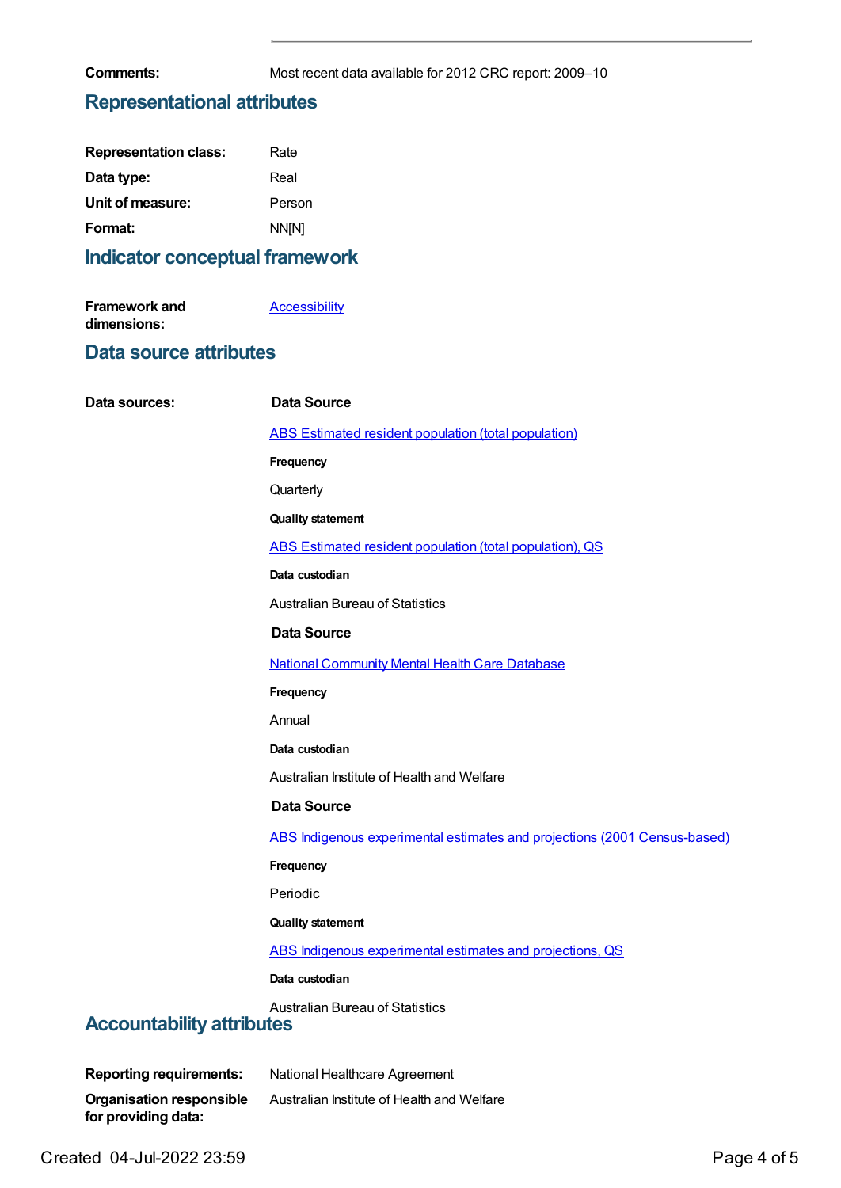**Comments:** Most recent data available for 2012 CRC report: 2009–10

## Representational attributes

**Representation class:** Rate

**Data type:** Real

**Unit of measure:** Person

**Format:** NN[N]

## Indicator conceptual framework

**Framework and dimensions:** Accessibility

## Data source attributes

**Data sources:**

**Data Source**

ABS Estimated resident population (total population)

**Frequency**

Quarterly

**Quality statement**

ABS Estimated resident population (total population), QS

**Data custodian**

Australian Bureau of Statistics

**Data Source**

National Community Mental Health Care Database

**Frequency**

Annual

**Data custodian**

Australian Institute of Health and Welfare

**Data Source**

ABS Indigenous experimental estimates and projections (2001 Census-based)

**Frequency**

Periodic

**Quality statement**

ABS Indigenous experimental estimates and projections, QS

**Data custodian**

Australian Bureau of Statistics

## Accountability attributes

**Reporting requirements:** National Healthcare Agreement

**Organisation responsible for providing data:** Australian Institute of Health and Welfare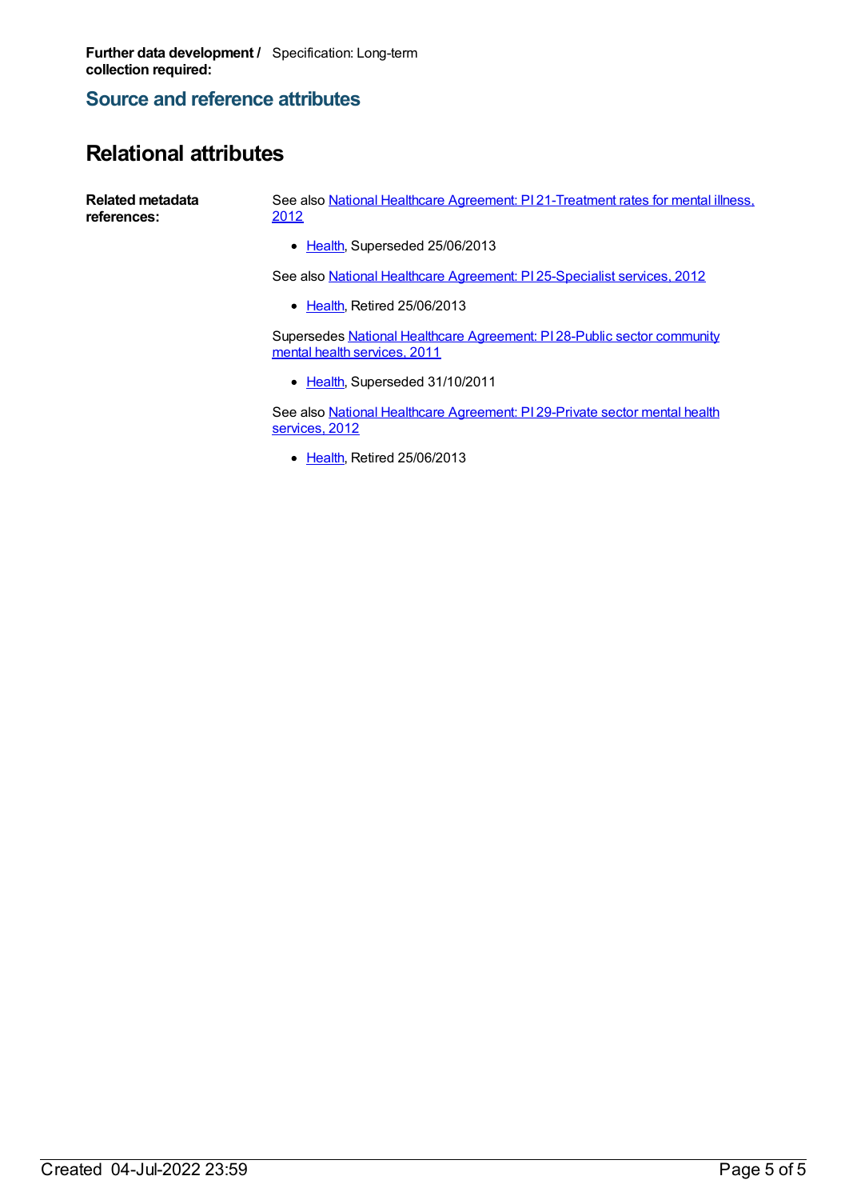**Further data development / collection required:** Specification: Long-term

## Source and reference attributes

# Relational attributes

**Related metadata references:**

See also National Healthcare Agreement: PI 21-Treatment rates for mental illness, 2012

- Health, Superseded 25/06/2013

See also National Healthcare Agreement: PI 25-Specialist services, 2012

- Health, Retired 25/06/2013

Supersedes National Healthcare Agreement: PI 28-Public sector community mental health services, 2011

- Health, Superseded 31/10/2011

See also National Healthcare Agreement: PI 29-Private sector mental health services, 2012

- Health, Retired 25/06/2013